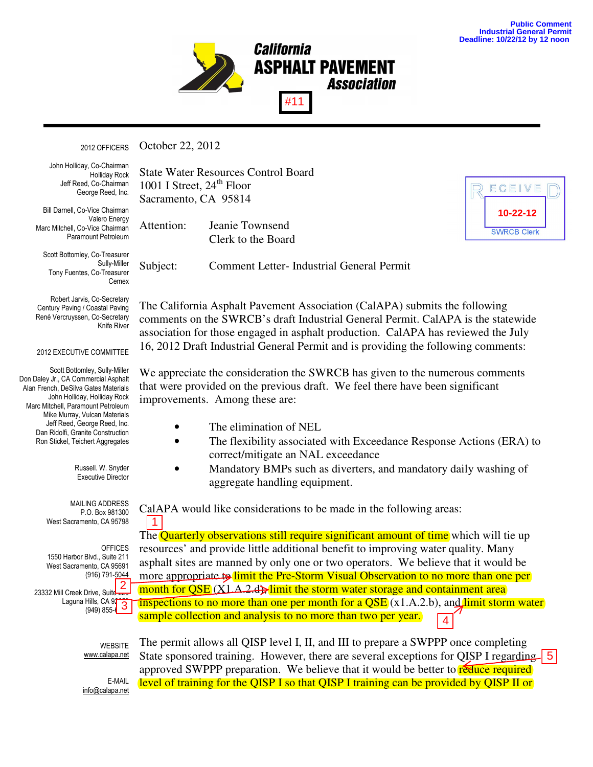Public Comment
Industrial General Permit
Deadline: 10/22/12 by 12 noon

# California ASPHALT PAVEMENT Association

#11

**2012 OFFICERS**

John Holliday, Co-Chairman
Holliday Rock
Jeff Reed, Co-Chairman
George Reed, Inc.

Bill Darnell, Co-Vice Chairman
Valero Energy
Marc Mitchell, Co-Vice Chairman
Paramount Petroleum

Scott Bottomley, Co-Treasurer
Sully-Miller
Tony Fuentes, Co-Treasurer
Cemex

Robert Jarvis, Co-Secretary
Century Paving / Coastal Paving
René Vercruyssen, Co-Secretary
Knife River

**2012 EXECUTIVE COMMITTEE**

Scott Bottomley, Sully-Miller
Don Daley Jr., CA Commercial Asphalt
Alan French, DeSilva Gates Materials
John Holliday, Holliday Rock
Marc Mitchell, Paramount Petroleum
Mike Murray, Vulcan Materials
Jeff Reed, George Reed, Inc.
Dan Ridolfi, Granite Construction
Ron Stickel, Teichert Aggregates

Russell. W. Snyder
Executive Director

MAILING ADDRESS
P.O. Box 981300
West Sacramento, CA 95798

OFFICES
1550 Harbor Blvd., Suite 211
West Sacramento, CA 95691
(916) 791-5044

23332 Mill Creek Drive, Suite 2__
Laguna Hills, CA 9____
(949) 855-____

WEBSITE
www.calapa.net

E-MAIL
info@calapa.net

---

October 22, 2012

State Water Resources Control Board
1001 I Street, 24th Floor
Sacramento, CA 95814

RECEIVED
10-22-12
SWRCB Clerk

Attention: Jeanie Townsend
Clerk to the Board

Subject: Comment Letter- Industrial General Permit

The California Asphalt Pavement Association (CalAPA) submits the following comments on the SWRCB's draft Industrial General Permit. CalAPA is the statewide association for those engaged in asphalt production. CalAPA has reviewed the July 16, 2012 Draft Industrial General Permit and is providing the following comments:

We appreciate the consideration the SWRCB has given to the numerous comments that were provided on the previous draft. We feel there have been significant improvements. Among these are:

- The elimination of NEL
- The flexibility associated with Exceedance Response Actions (ERA) to correct/mitigate an NAL exceedance
- Mandatory BMPs such as diverters, and mandatory daily washing of aggregate handling equipment.

CalAPA would like considerations to be made in the following areas:

[1] The Quarterly observations still require significant amount of time which will tie up resources' and provide little additional benefit to improving water quality. Many asphalt sites are manned by only one or two operators. We believe that it would be more appropriate to limit the Pre-Storm Visual Observation to no more than one per month for QSE (X1.A.2.d), [2] limit the storm water storage and containment area [3] inspections to no more than one per month for a QSE (x1.A.2.b), and [4] limit storm water sample collection and analysis to no more than two per year.

The permit allows all QISP level I, II, and III to prepare a SWPPP once completing State sponsored training. However, there are several exceptions for QISP I regarding [5] approved SWPPP preparation. We believe that it would be better to reduce required level of training for the QISP I so that QISP I training can be provided by QISP II or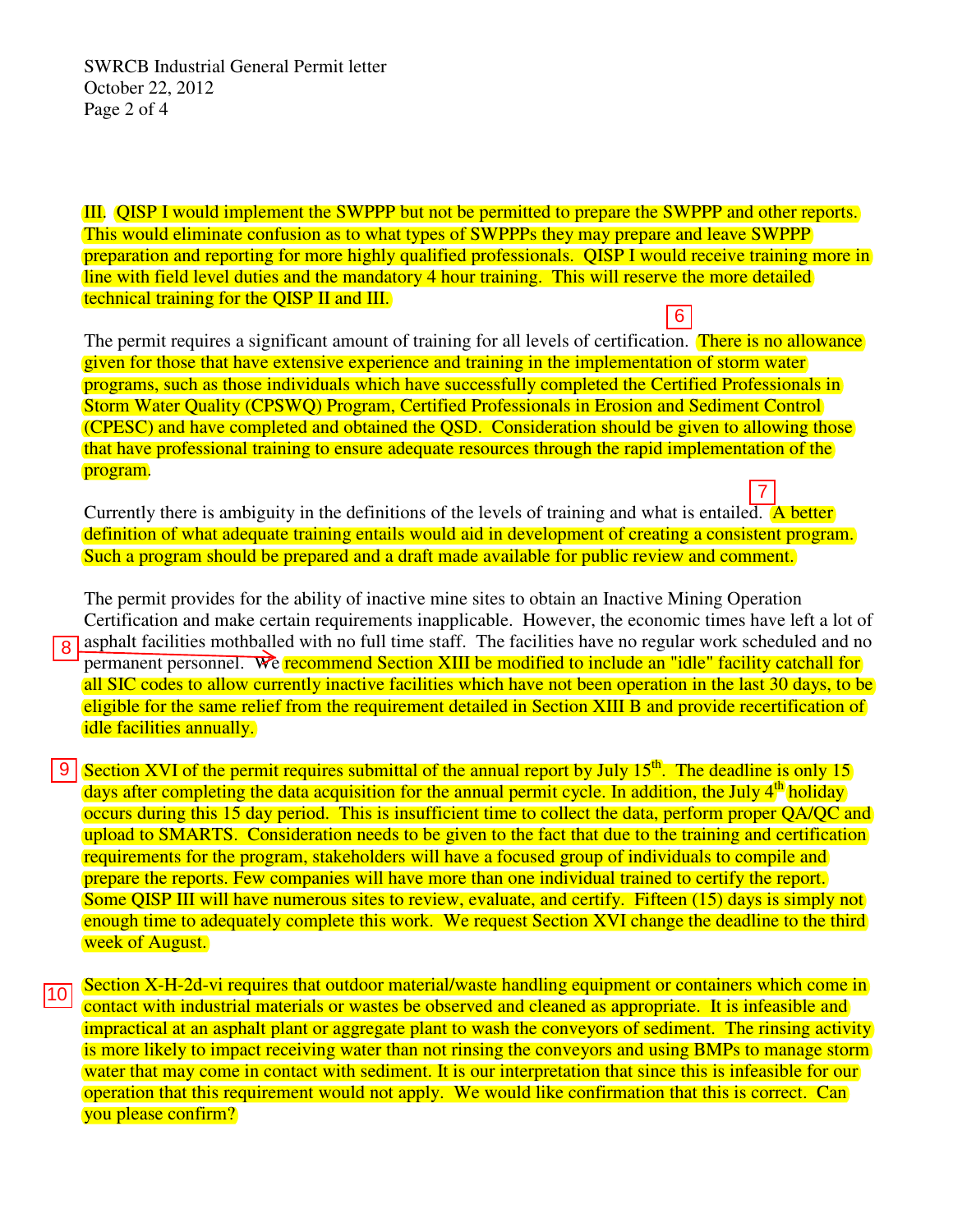III. QISP I would implement the SWPPP but not be permitted to prepare the SWPPP and other reports. This would eliminate confusion as to what types of SWPPPs they may prepare and leave SWPPP preparation and reporting for more highly qualified professionals. QISP I would receive training more in line with field level duties and the mandatory 4 hour training. This will reserve the more detailed technical training for the QISP II and III.

6

The permit requires a significant amount of training for all levels of certification. There is no allowance given for those that have extensive experience and training in the implementation of storm water programs, such as those individuals which have successfully completed the Certified Professionals in Storm Water Quality (CPSWQ) Program, Certified Professionals in Erosion and Sediment Control (CPESC) and have completed and obtained the QSD. Consideration should be given to allowing those that have professional training to ensure adequate resources through the rapid implementation of the program.

7

Currently there is ambiguity in the definitions of the levels of training and what is entailed. A better definition of what adequate training entails would aid in development of creating a consistent program. Such a program should be prepared and a draft made available for public review and comment.

8

The permit provides for the ability of inactive mine sites to obtain an Inactive Mining Operation Certification and make certain requirements inapplicable. However, the economic times have left a lot of asphalt facilities mothballed with no full time staff. The facilities have no regular work scheduled and no permanent personnel. We recommend Section XIII be modified to include an "idle" facility catchall for all SIC codes to allow currently inactive facilities which have not been operation in the last 30 days, to be eligible for the same relief from the requirement detailed in Section XIII B and provide recertification of idle facilities annually.

9

Section XVI of the permit requires submittal of the annual report by July 15th. The deadline is only 15 days after completing the data acquisition for the annual permit cycle. In addition, the July 4th holiday occurs during this 15 day period. This is insufficient time to collect the data, perform proper QA/QC and upload to SMARTS. Consideration needs to be given to the fact that due to the training and certification requirements for the program, stakeholders will have a focused group of individuals to compile and prepare the reports. Few companies will have more than one individual trained to certify the report. Some QISP III will have numerous sites to review, evaluate, and certify. Fifteen (15) days is simply not enough time to adequately complete this work. We request Section XVI change the deadline to the third week of August.

10

Section X-H-2d-vi requires that outdoor material/waste handling equipment or containers which come in contact with industrial materials or wastes be observed and cleaned as appropriate. It is infeasible and impractical at an asphalt plant or aggregate plant to wash the conveyors of sediment. The rinsing activity is more likely to impact receiving water than not rinsing the conveyors and using BMPs to manage storm water that may come in contact with sediment. It is our interpretation that since this is infeasible for our operation that this requirement would not apply. We would like confirmation that this is correct. Can you please confirm?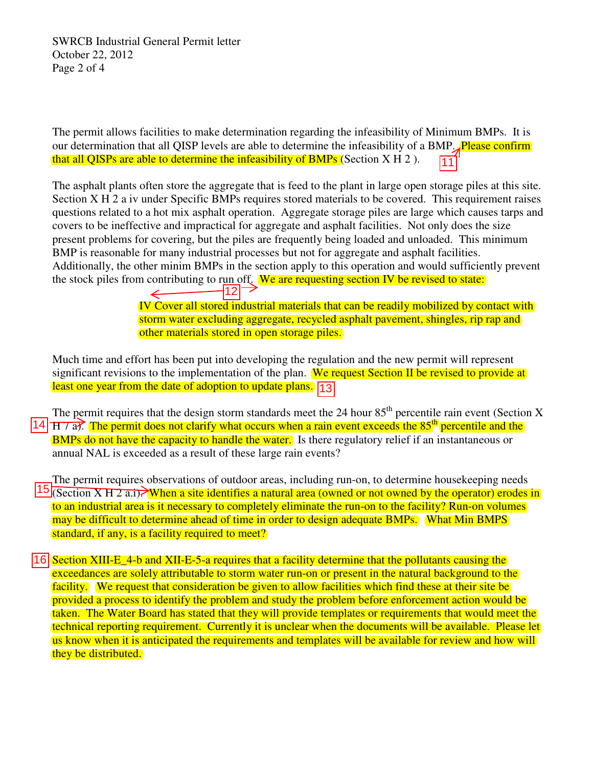The permit allows facilities to make determination regarding the infeasibility of Minimum BMPs. It is our determination that all QISP levels are able to determine the infeasibility of a BMP. Please confirm that all QISPs are able to determine the infeasibility of BMPs (Section X H 2 ). 11

The asphalt plants often store the aggregate that is feed to the plant in large open storage piles at this site. Section X H 2 a iv under Specific BMPs requires stored materials to be covered. This requirement raises questions related to a hot mix asphalt operation. Aggregate storage piles are large which causes tarps and covers to be ineffective and impractical for aggregate and asphalt facilities. Not only does the size present problems for covering, but the piles are frequently being loaded and unloaded. This minimum BMP is reasonable for many industrial processes but not for aggregate and asphalt facilities. Additionally, the other minim BMPs in the section apply to this operation and would sufficiently prevent the stock piles from contributing to run off. We are requesting section IV be revised to state: 12

> IV Cover all stored industrial materials that can be readily mobilized by contact with storm water excluding aggregate, recycled asphalt pavement, shingles, rip rap and other materials stored in open storage piles.

Much time and effort has been put into developing the regulation and the new permit will represent significant revisions to the implementation of the plan. We request Section II be revised to provide at least one year from the date of adoption to update plans. 13

The permit requires that the design storm standards meet the 24 hour 85th percentile rain event (Section X H 7 a). 14 The permit does not clarify what occurs when a rain event exceeds the 85th percentile and the BMPs do not have the capacity to handle the water. Is there regulatory relief if an instantaneous or annual NAL is exceeded as a result of these large rain events?

The permit requires observations of outdoor areas, including run-on, to determine housekeeping needs (Section X H 2 a.i). 15 When a site identifies a natural area (owned or not owned by the operator) erodes in to an industrial area is it necessary to completely eliminate the run-on to the facility? Run-on volumes may be difficult to determine ahead of time in order to design adequate BMPs. What Min BMPS standard, if any, is a facility required to meet?

16 Section XIII-E_4-b and XII-E-5-a requires that a facility determine that the pollutants causing the exceedances are solely attributable to storm water run-on or present in the natural background to the facility. We request that consideration be given to allow facilities which find these at their site be provided a process to identify the problem and study the problem before enforcement action would be taken. The Water Board has stated that they will provide templates or requirements that would meet the technical reporting requirement. Currently it is unclear when the documents will be available. Please let us know when it is anticipated the requirements and templates will be available for review and how will they be distributed.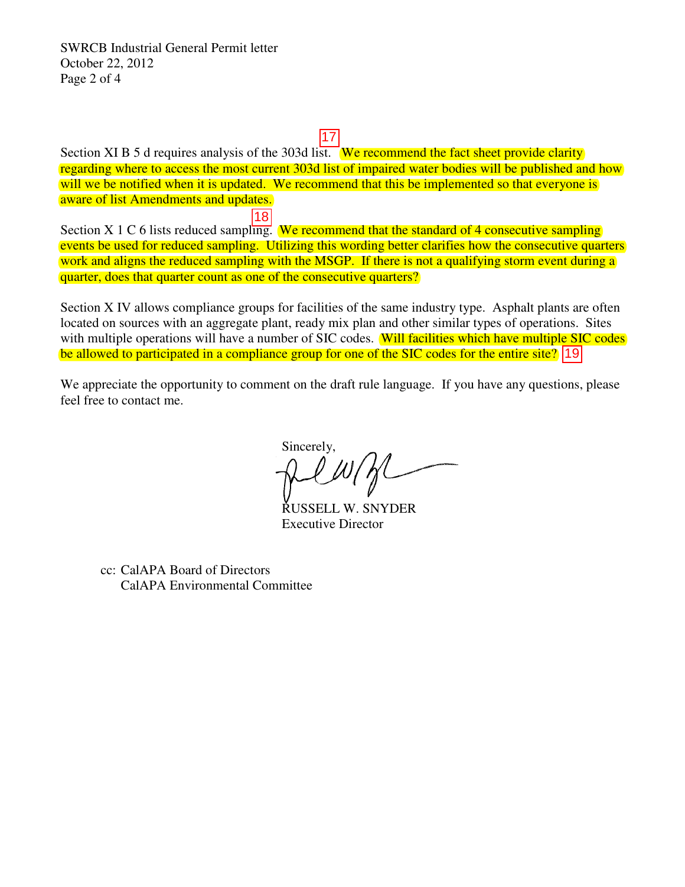Section XI B 5 d requires analysis of the 303d list. [17] We recommend the fact sheet provide clarity regarding where to access the most current 303d list of impaired water bodies will be published and how will we be notified when it is updated. We recommend that this be implemented so that everyone is aware of list Amendments and updates.

Section X 1 C 6 lists reduced sampling. [18] We recommend that the standard of 4 consecutive sampling events be used for reduced sampling. Utilizing this wording better clarifies how the consecutive quarters work and aligns the reduced sampling with the MSGP. If there is not a qualifying storm event during a quarter, does that quarter count as one of the consecutive quarters?

Section X IV allows compliance groups for facilities of the same industry type. Asphalt plants are often located on sources with an aggregate plant, ready mix plan and other similar types of operations. Sites with multiple operations will have a number of SIC codes. Will facilities which have multiple SIC codes be allowed to participated in a compliance group for one of the SIC codes for the entire site? [19]

We appreciate the opportunity to comment on the draft rule language. If you have any questions, please feel free to contact me.

Sincerely,

RUSSELL W. SNYDER
Executive Director

cc: CalAPA Board of Directors
CalAPA Environmental Committee